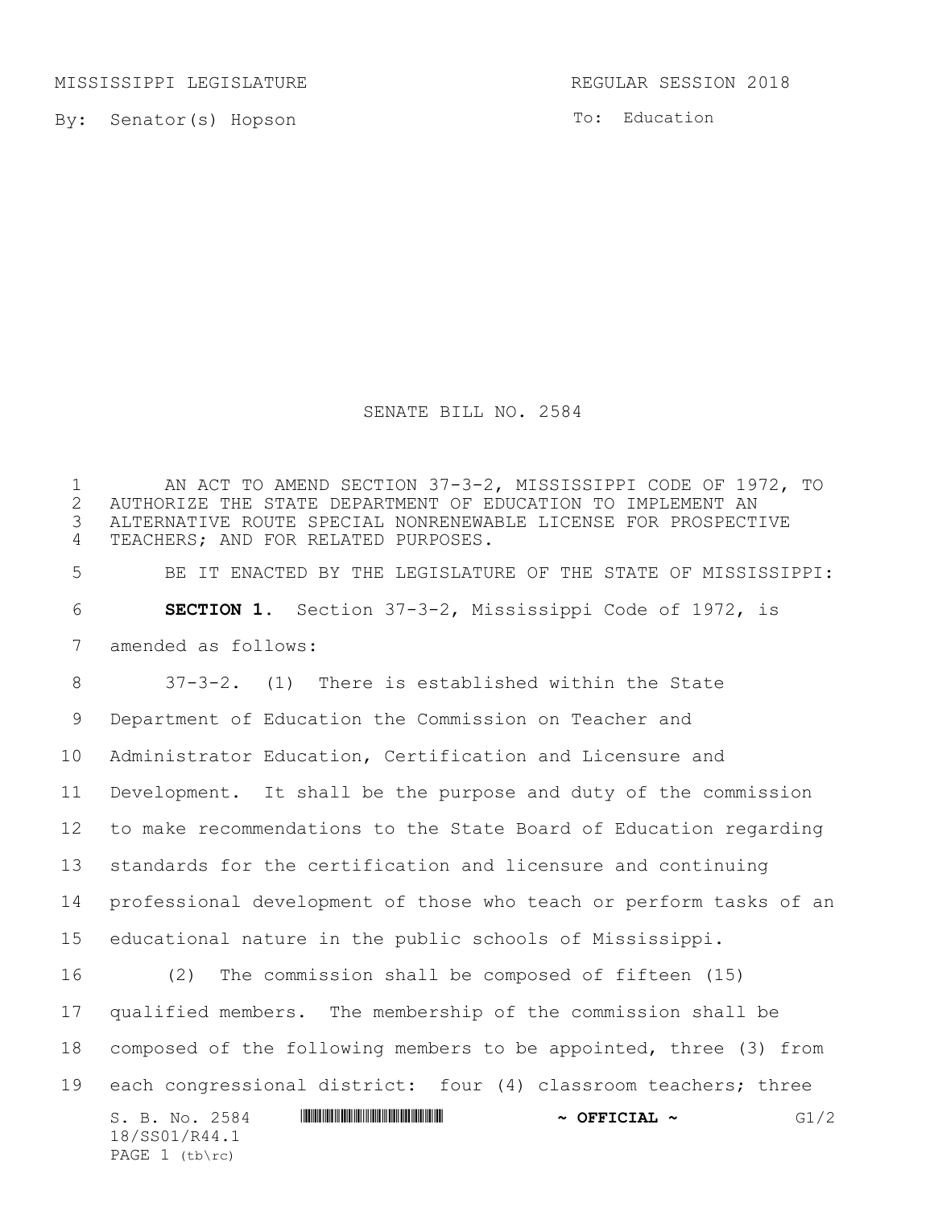MISSISSIPPI LEGISLATURE REGULAR SESSION 2018

By: Senator(s) Hopson

To: Education

# SENATE BILL NO. 2584

AN ACT TO AMEND SECTION 37-3-2, MISSISSIPPI CODE OF 1972, TO AUTHORIZE THE STATE DEPARTMENT OF EDUCATION TO IMPLEMENT AN ALTERNATIVE ROUTE SPECIAL NONRENEWABLE LICENSE FOR PROSPECTIVE TEACHERS; AND FOR RELATED PURPOSES.

BE IT ENACTED BY THE LEGISLATURE OF THE STATE OF MISSISSIPPI:

**SECTION 1.** Section 37-3-2, Mississippi Code of 1972, is amended as follows:

37-3-2. (1) There is established within the State Department of Education the Commission on Teacher and Administrator Education, Certification and Licensure and Development. It shall be the purpose and duty of the commission to make recommendations to the State Board of Education regarding standards for the certification and licensure and continuing professional development of those who teach or perform tasks of an educational nature in the public schools of Mississippi.

(2) The commission shall be composed of fifteen (15) qualified members. The membership of the commission shall be composed of the following members to be appointed, three (3) from each congressional district: four (4) classroom teachers; three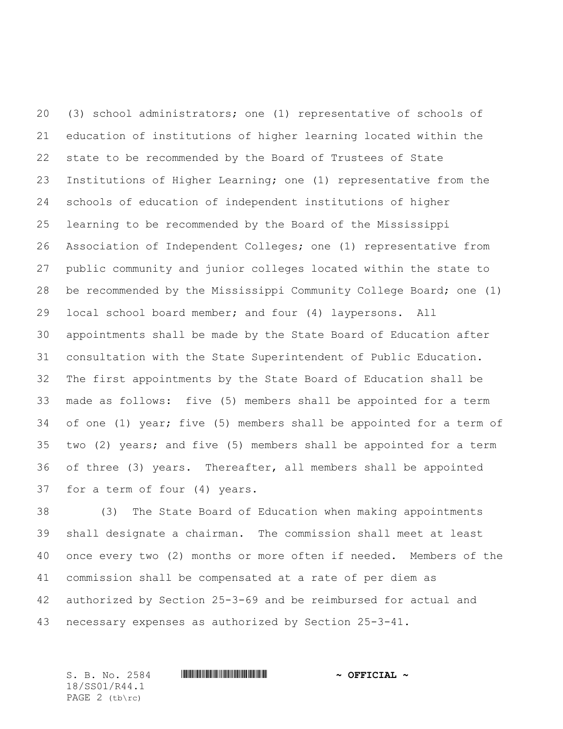(3) school administrators; one (1) representative of schools of education of institutions of higher learning located within the state to be recommended by the Board of Trustees of State Institutions of Higher Learning; one (1) representative from the schools of education of independent institutions of higher learning to be recommended by the Board of the Mississippi Association of Independent Colleges; one (1) representative from public community and junior colleges located within the state to be recommended by the Mississippi Community College Board; one (1) local school board member; and four (4) laypersons. All appointments shall be made by the State Board of Education after consultation with the State Superintendent of Public Education. The first appointments by the State Board of Education shall be made as follows: five (5) members shall be appointed for a term of one (1) year; five (5) members shall be appointed for a term of two (2) years; and five (5) members shall be appointed for a term of three (3) years. Thereafter, all members shall be appointed for a term of four (4) years.

(3) The State Board of Education when making appointments shall designate a chairman. The commission shall meet at least once every two (2) months or more often if needed. Members of the commission shall be compensated at a rate of per diem as authorized by Section 25-3-69 and be reimbursed for actual and necessary expenses as authorized by Section 25-3-41.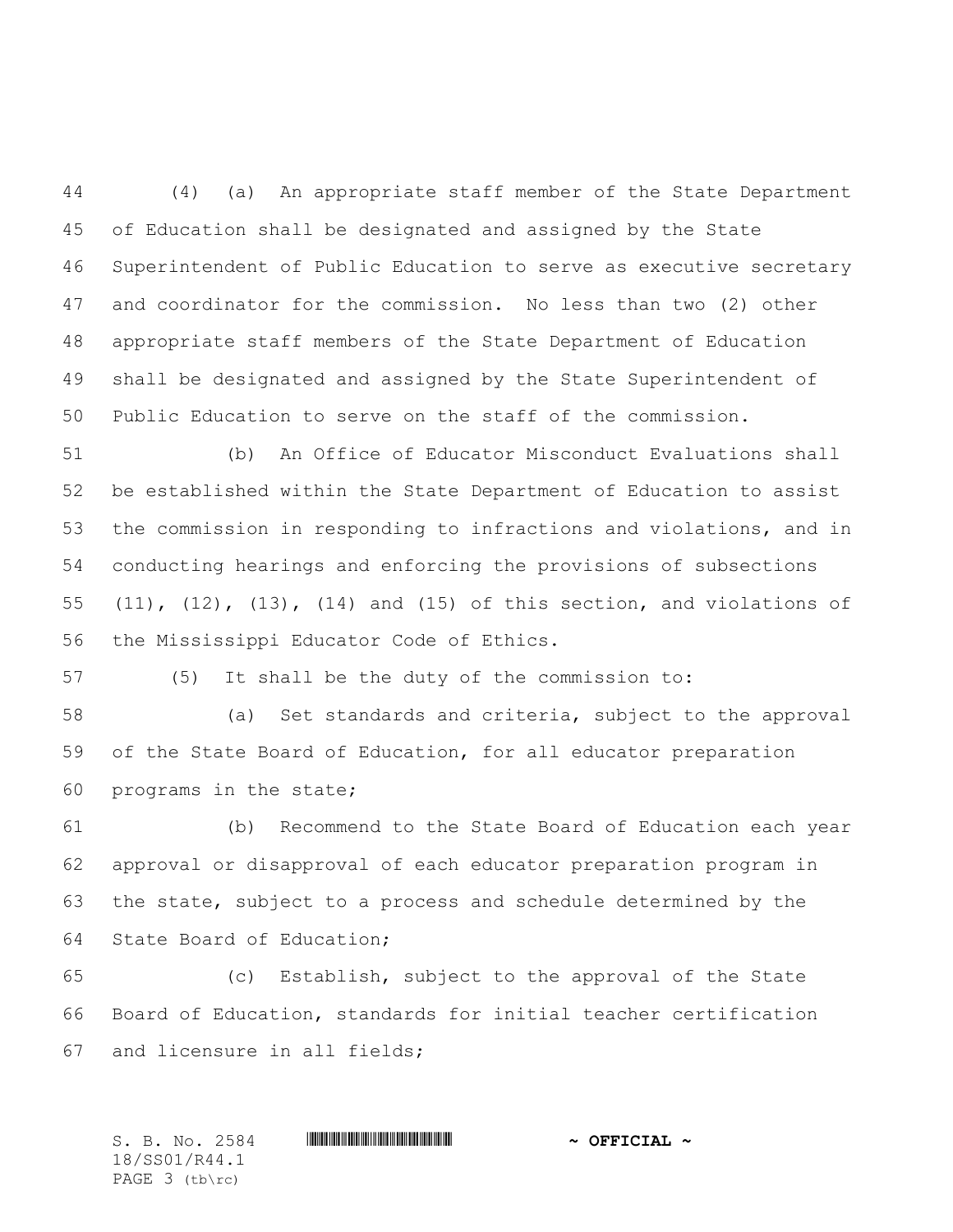(4) (a) An appropriate staff member of the State Department of Education shall be designated and assigned by the State Superintendent of Public Education to serve as executive secretary and coordinator for the commission. No less than two (2) other appropriate staff members of the State Department of Education shall be designated and assigned by the State Superintendent of Public Education to serve on the staff of the commission.

(b) An Office of Educator Misconduct Evaluations shall be established within the State Department of Education to assist the commission in responding to infractions and violations, and in conducting hearings and enforcing the provisions of subsections (11), (12), (13), (14) and (15) of this section, and violations of the Mississippi Educator Code of Ethics.

(5) It shall be the duty of the commission to:

(a) Set standards and criteria, subject to the approval of the State Board of Education, for all educator preparation programs in the state;

(b) Recommend to the State Board of Education each year approval or disapproval of each educator preparation program in the state, subject to a process and schedule determined by the State Board of Education;

(c) Establish, subject to the approval of the State Board of Education, standards for initial teacher certification and licensure in all fields;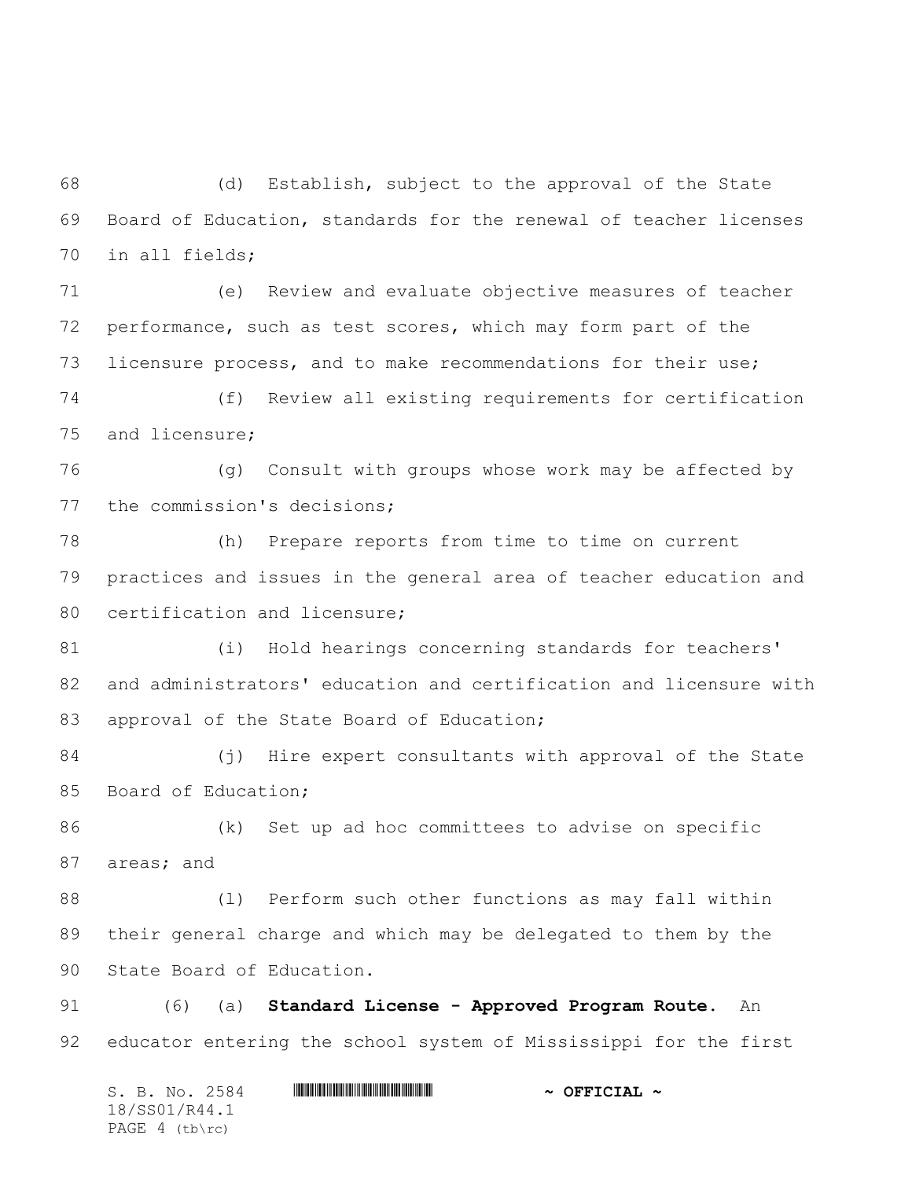(d) Establish, subject to the approval of the State Board of Education, standards for the renewal of teacher licenses in all fields;

(e) Review and evaluate objective measures of teacher performance, such as test scores, which may form part of the licensure process, and to make recommendations for their use;

(f) Review all existing requirements for certification and licensure;

(g) Consult with groups whose work may be affected by the commission's decisions;

(h) Prepare reports from time to time on current practices and issues in the general area of teacher education and certification and licensure;

(i) Hold hearings concerning standards for teachers' and administrators' education and certification and licensure with approval of the State Board of Education;

(j) Hire expert consultants with approval of the State Board of Education;

(k) Set up ad hoc committees to advise on specific areas; and

(l) Perform such other functions as may fall within their general charge and which may be delegated to them by the State Board of Education.

(6) (a) **Standard License - Approved Program Route.** An educator entering the school system of Mississippi for the first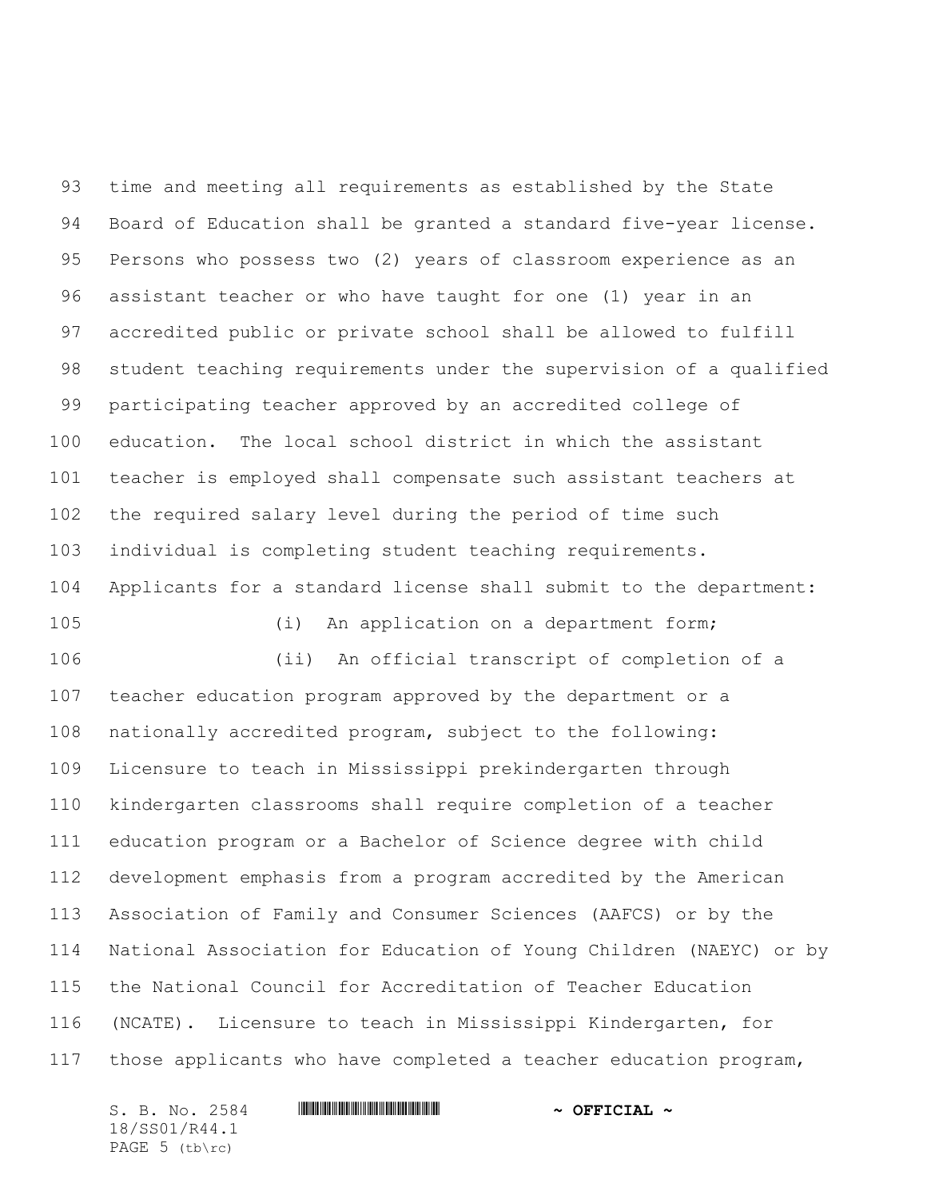time and meeting all requirements as established by the State Board of Education shall be granted a standard five-year license. Persons who possess two (2) years of classroom experience as an assistant teacher or who have taught for one (1) year in an accredited public or private school shall be allowed to fulfill student teaching requirements under the supervision of a qualified participating teacher approved by an accredited college of education. The local school district in which the assistant teacher is employed shall compensate such assistant teachers at the required salary level during the period of time such individual is completing student teaching requirements. Applicants for a standard license shall submit to the department:

(i) An application on a department form;

(ii) An official transcript of completion of a teacher education program approved by the department or a nationally accredited program, subject to the following: Licensure to teach in Mississippi prekindergarten through kindergarten classrooms shall require completion of a teacher education program or a Bachelor of Science degree with child development emphasis from a program accredited by the American Association of Family and Consumer Sciences (AAFCS) or by the National Association for Education of Young Children (NAEYC) or by the National Council for Accreditation of Teacher Education (NCATE). Licensure to teach in Mississippi Kindergarten, for those applicants who have completed a teacher education program,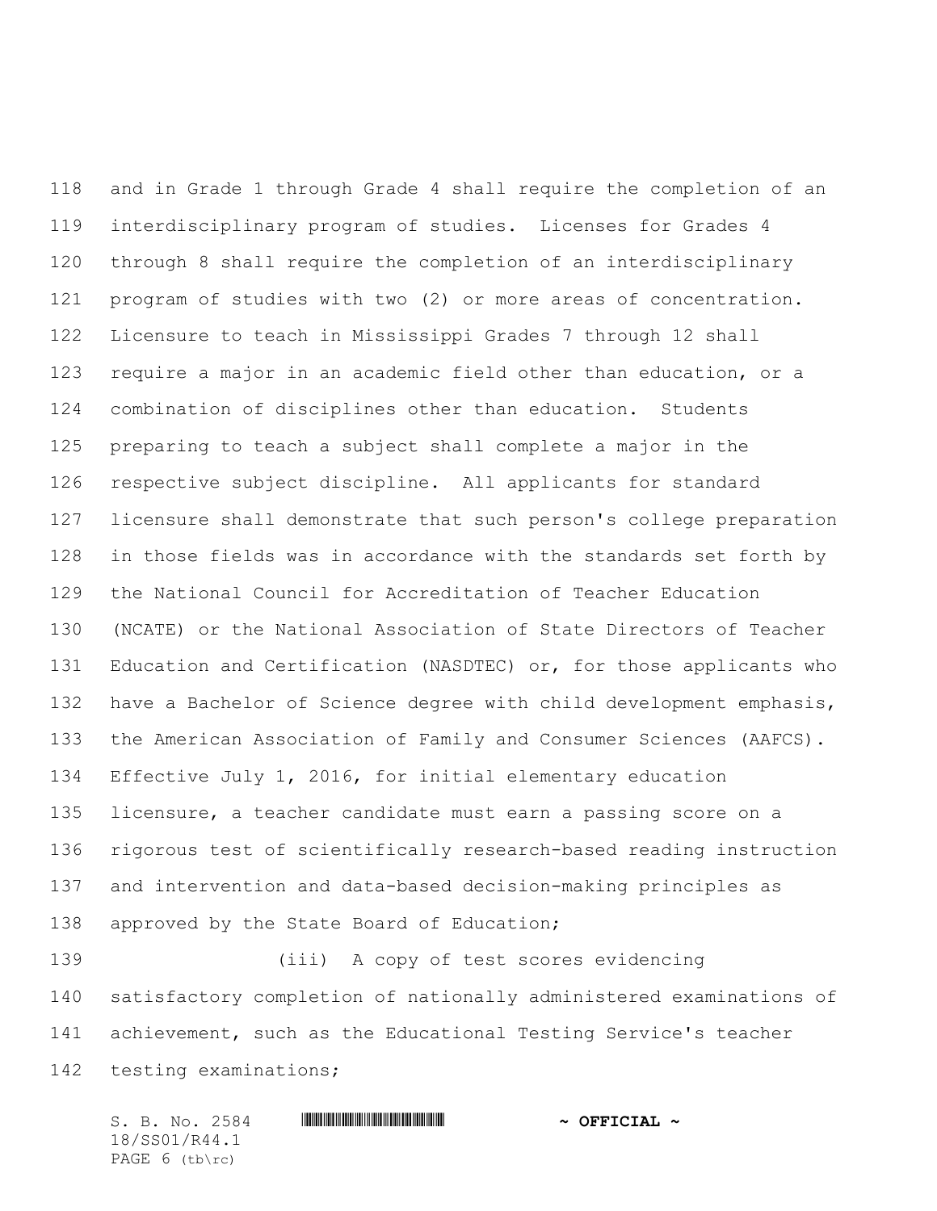and in Grade 1 through Grade 4 shall require the completion of an interdisciplinary program of studies. Licenses for Grades 4 through 8 shall require the completion of an interdisciplinary program of studies with two (2) or more areas of concentration. Licensure to teach in Mississippi Grades 7 through 12 shall require a major in an academic field other than education, or a combination of disciplines other than education. Students preparing to teach a subject shall complete a major in the respective subject discipline. All applicants for standard licensure shall demonstrate that such person's college preparation in those fields was in accordance with the standards set forth by the National Council for Accreditation of Teacher Education (NCATE) or the National Association of State Directors of Teacher Education and Certification (NASDTEC) or, for those applicants who have a Bachelor of Science degree with child development emphasis, the American Association of Family and Consumer Sciences (AAFCS). Effective July 1, 2016, for initial elementary education licensure, a teacher candidate must earn a passing score on a rigorous test of scientifically research-based reading instruction and intervention and data-based decision-making principles as approved by the State Board of Education;

(iii) A copy of test scores evidencing satisfactory completion of nationally administered examinations of achievement, such as the Educational Testing Service's teacher testing examinations;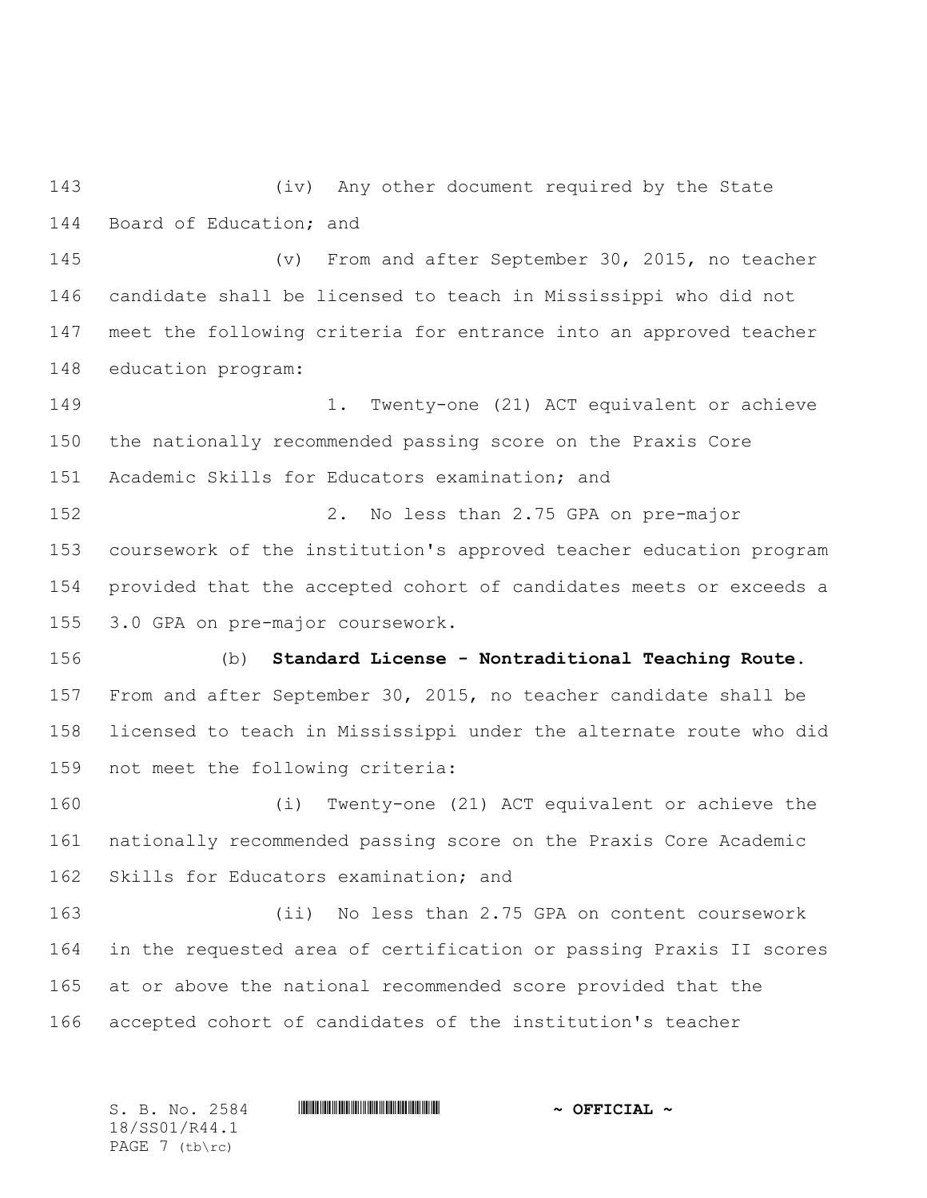(iv) Any other document required by the State Board of Education; and

(v) From and after September 30, 2015, no teacher candidate shall be licensed to teach in Mississippi who did not meet the following criteria for entrance into an approved teacher education program:

1. Twenty-one (21) ACT equivalent or achieve the nationally recommended passing score on the Praxis Core Academic Skills for Educators examination; and

2. No less than 2.75 GPA on pre-major coursework of the institution's approved teacher education program provided that the accepted cohort of candidates meets or exceeds a 3.0 GPA on pre-major coursework.

(b) **Standard License - Nontraditional Teaching Route.** From and after September 30, 2015, no teacher candidate shall be licensed to teach in Mississippi under the alternate route who did not meet the following criteria:

(i) Twenty-one (21) ACT equivalent or achieve the nationally recommended passing score on the Praxis Core Academic Skills for Educators examination; and

(ii) No less than 2.75 GPA on content coursework in the requested area of certification or passing Praxis II scores at or above the national recommended score provided that the accepted cohort of candidates of the institution's teacher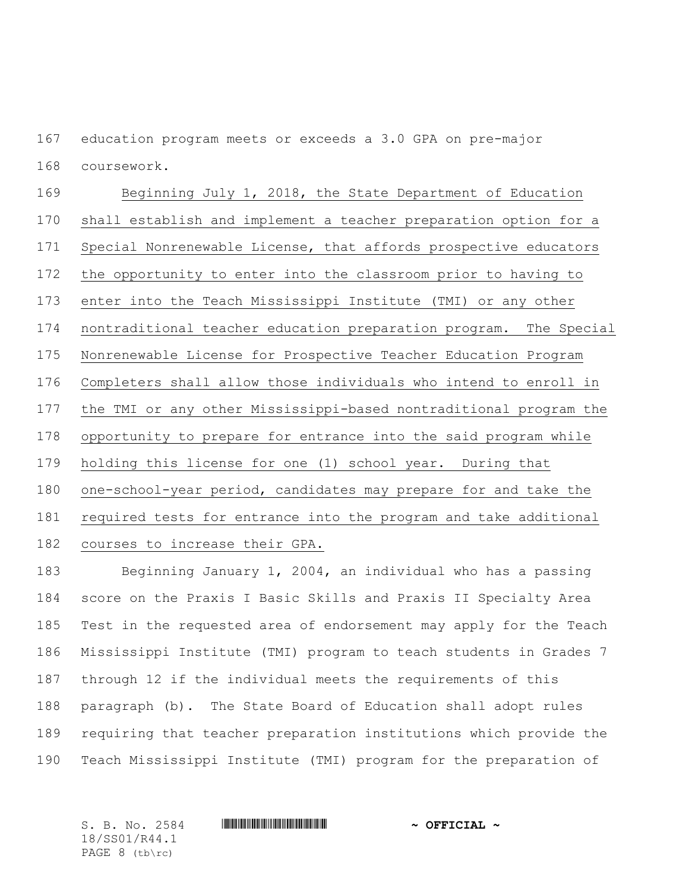education program meets or exceeds a 3.0 GPA on pre-major coursework.

<u>Beginning July 1, 2018, the State Department of Education shall establish and implement a teacher preparation option for a Special Nonrenewable License, that affords prospective educators the opportunity to enter into the classroom prior to having to enter into the Teach Mississippi Institute (TMI) or any other nontraditional teacher education preparation program. The Special Nonrenewable License for Prospective Teacher Education Program Completers shall allow those individuals who intend to enroll in the TMI or any other Mississippi-based nontraditional program the opportunity to prepare for entrance into the said program while holding this license for one (1) school year. During that one-school-year period, candidates may prepare for and take the required tests for entrance into the program and take additional courses to increase their GPA.</u>

Beginning January 1, 2004, an individual who has a passing score on the Praxis I Basic Skills and Praxis II Specialty Area Test in the requested area of endorsement may apply for the Teach Mississippi Institute (TMI) program to teach students in Grades 7 through 12 if the individual meets the requirements of this paragraph (b). The State Board of Education shall adopt rules requiring that teacher preparation institutions which provide the Teach Mississippi Institute (TMI) program for the preparation of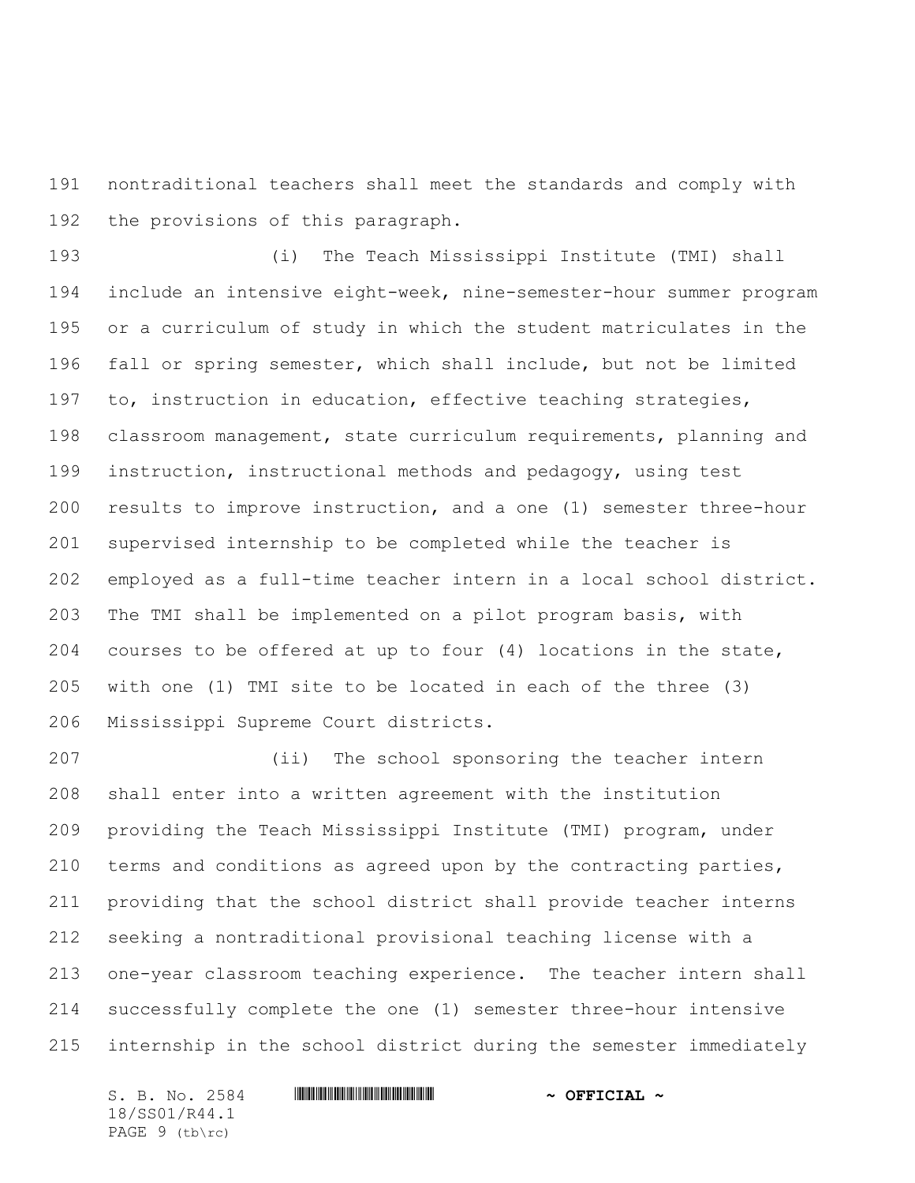nontraditional teachers shall meet the standards and comply with the provisions of this paragraph.

(i) The Teach Mississippi Institute (TMI) shall include an intensive eight-week, nine-semester-hour summer program or a curriculum of study in which the student matriculates in the fall or spring semester, which shall include, but not be limited to, instruction in education, effective teaching strategies, classroom management, state curriculum requirements, planning and instruction, instructional methods and pedagogy, using test results to improve instruction, and a one (1) semester three-hour supervised internship to be completed while the teacher is employed as a full-time teacher intern in a local school district. The TMI shall be implemented on a pilot program basis, with courses to be offered at up to four (4) locations in the state, with one (1) TMI site to be located in each of the three (3) Mississippi Supreme Court districts.

(ii) The school sponsoring the teacher intern shall enter into a written agreement with the institution providing the Teach Mississippi Institute (TMI) program, under terms and conditions as agreed upon by the contracting parties, providing that the school district shall provide teacher interns seeking a nontraditional provisional teaching license with a one-year classroom teaching experience. The teacher intern shall successfully complete the one (1) semester three-hour intensive internship in the school district during the semester immediately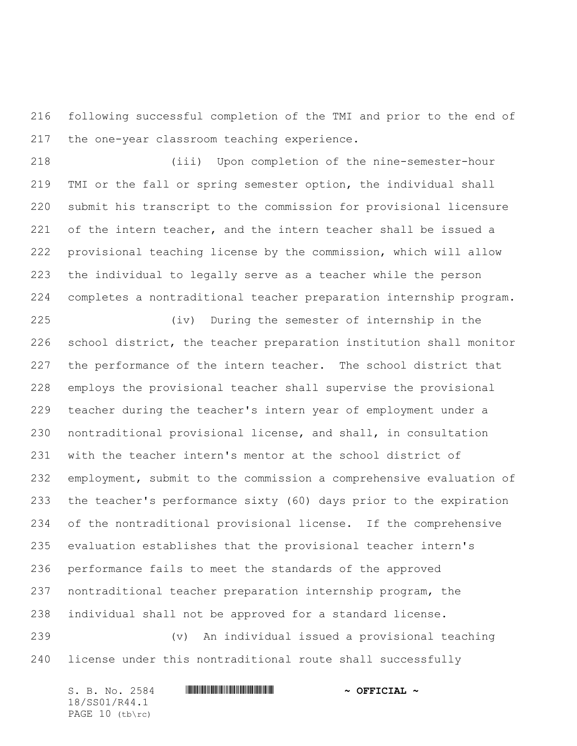following successful completion of the TMI and prior to the end of the one-year classroom teaching experience.

(iii) Upon completion of the nine-semester-hour TMI or the fall or spring semester option, the individual shall submit his transcript to the commission for provisional licensure of the intern teacher, and the intern teacher shall be issued a provisional teaching license by the commission, which will allow the individual to legally serve as a teacher while the person completes a nontraditional teacher preparation internship program.

(iv) During the semester of internship in the school district, the teacher preparation institution shall monitor the performance of the intern teacher. The school district that employs the provisional teacher shall supervise the provisional teacher during the teacher's intern year of employment under a nontraditional provisional license, and shall, in consultation with the teacher intern's mentor at the school district of employment, submit to the commission a comprehensive evaluation of the teacher's performance sixty (60) days prior to the expiration of the nontraditional provisional license. If the comprehensive evaluation establishes that the provisional teacher intern's performance fails to meet the standards of the approved nontraditional teacher preparation internship program, the individual shall not be approved for a standard license.

(v) An individual issued a provisional teaching license under this nontraditional route shall successfully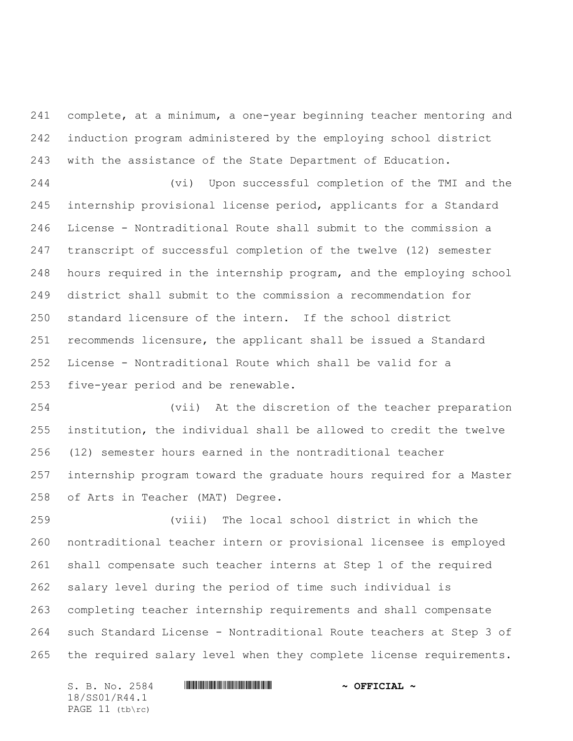complete, at a minimum, a one-year beginning teacher mentoring and induction program administered by the employing school district with the assistance of the State Department of Education.

(vi) Upon successful completion of the TMI and the internship provisional license period, applicants for a Standard License - Nontraditional Route shall submit to the commission a transcript of successful completion of the twelve (12) semester hours required in the internship program, and the employing school district shall submit to the commission a recommendation for standard licensure of the intern. If the school district recommends licensure, the applicant shall be issued a Standard License - Nontraditional Route which shall be valid for a five-year period and be renewable.

(vii) At the discretion of the teacher preparation institution, the individual shall be allowed to credit the twelve (12) semester hours earned in the nontraditional teacher internship program toward the graduate hours required for a Master of Arts in Teacher (MAT) Degree.

(viii) The local school district in which the nontraditional teacher intern or provisional licensee is employed shall compensate such teacher interns at Step 1 of the required salary level during the period of time such individual is completing teacher internship requirements and shall compensate such Standard License - Nontraditional Route teachers at Step 3 of the required salary level when they complete license requirements.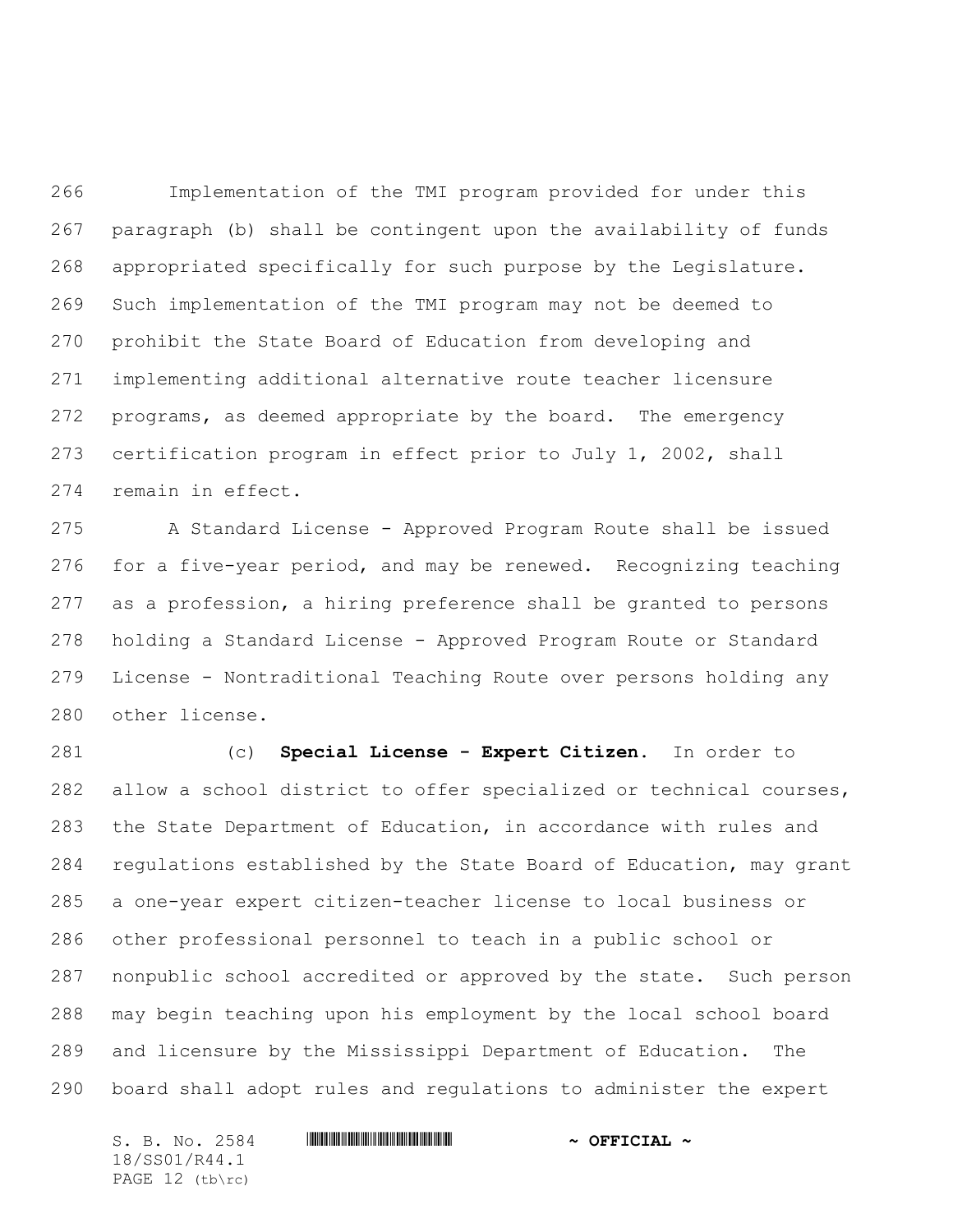Implementation of the TMI program provided for under this paragraph (b) shall be contingent upon the availability of funds appropriated specifically for such purpose by the Legislature. Such implementation of the TMI program may not be deemed to prohibit the State Board of Education from developing and implementing additional alternative route teacher licensure programs, as deemed appropriate by the board. The emergency certification program in effect prior to July 1, 2002, shall remain in effect.

A Standard License - Approved Program Route shall be issued for a five-year period, and may be renewed. Recognizing teaching as a profession, a hiring preference shall be granted to persons holding a Standard License - Approved Program Route or Standard License - Nontraditional Teaching Route over persons holding any other license.

(c) **Special License - Expert Citizen.** In order to allow a school district to offer specialized or technical courses, the State Department of Education, in accordance with rules and regulations established by the State Board of Education, may grant a one-year expert citizen-teacher license to local business or other professional personnel to teach in a public school or nonpublic school accredited or approved by the state. Such person may begin teaching upon his employment by the local school board and licensure by the Mississippi Department of Education. The board shall adopt rules and regulations to administer the expert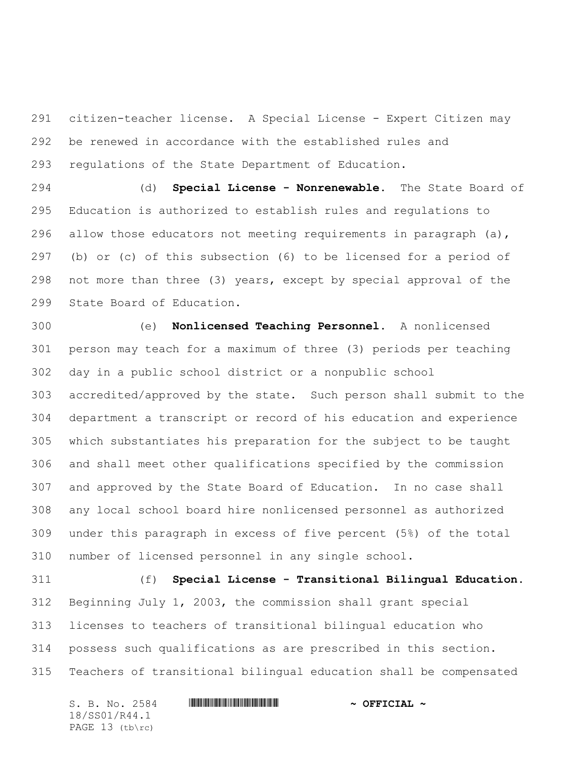citizen-teacher license. A Special License - Expert Citizen may be renewed in accordance with the established rules and regulations of the State Department of Education.

(d) **Special License - Nonrenewable.** The State Board of Education is authorized to establish rules and regulations to allow those educators not meeting requirements in paragraph (a), (b) or (c) of this subsection (6) to be licensed for a period of not more than three (3) years, except by special approval of the State Board of Education.

(e) **Nonlicensed Teaching Personnel.** A nonlicensed person may teach for a maximum of three (3) periods per teaching day in a public school district or a nonpublic school accredited/approved by the state. Such person shall submit to the department a transcript or record of his education and experience which substantiates his preparation for the subject to be taught and shall meet other qualifications specified by the commission and approved by the State Board of Education. In no case shall any local school board hire nonlicensed personnel as authorized under this paragraph in excess of five percent (5%) of the total number of licensed personnel in any single school.

(f) **Special License - Transitional Bilingual Education.** Beginning July 1, 2003, the commission shall grant special licenses to teachers of transitional bilingual education who possess such qualifications as are prescribed in this section. Teachers of transitional bilingual education shall be compensated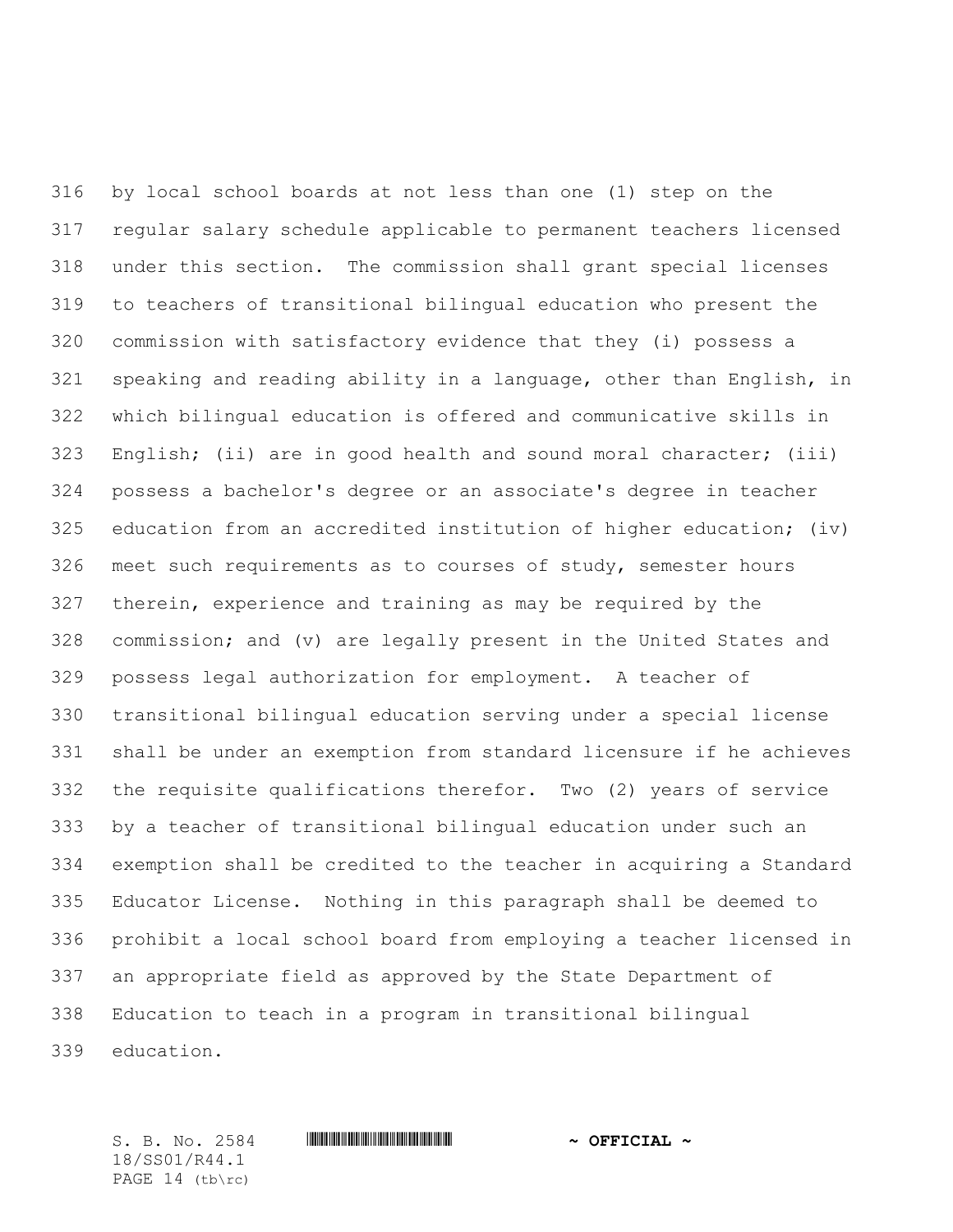by local school boards at not less than one (1) step on the regular salary schedule applicable to permanent teachers licensed under this section. The commission shall grant special licenses to teachers of transitional bilingual education who present the commission with satisfactory evidence that they (i) possess a speaking and reading ability in a language, other than English, in which bilingual education is offered and communicative skills in English; (ii) are in good health and sound moral character; (iii) possess a bachelor's degree or an associate's degree in teacher education from an accredited institution of higher education; (iv) meet such requirements as to courses of study, semester hours therein, experience and training as may be required by the commission; and (v) are legally present in the United States and possess legal authorization for employment. A teacher of transitional bilingual education serving under a special license shall be under an exemption from standard licensure if he achieves the requisite qualifications therefor. Two (2) years of service by a teacher of transitional bilingual education under such an exemption shall be credited to the teacher in acquiring a Standard Educator License. Nothing in this paragraph shall be deemed to prohibit a local school board from employing a teacher licensed in an appropriate field as approved by the State Department of Education to teach in a program in transitional bilingual education.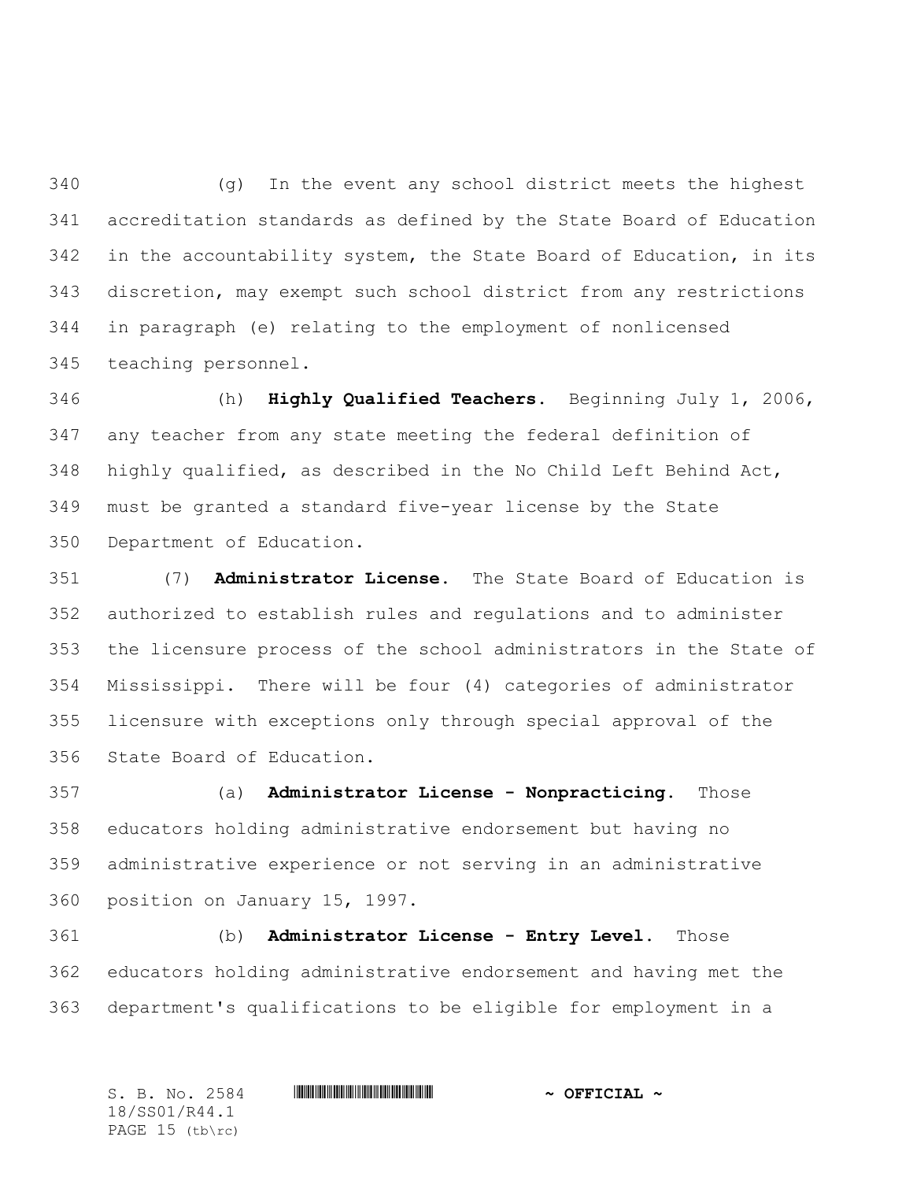(g) In the event any school district meets the highest accreditation standards as defined by the State Board of Education in the accountability system, the State Board of Education, in its discretion, may exempt such school district from any restrictions in paragraph (e) relating to the employment of nonlicensed teaching personnel.

(h) **Highly Qualified Teachers.** Beginning July 1, 2006, any teacher from any state meeting the federal definition of highly qualified, as described in the No Child Left Behind Act, must be granted a standard five-year license by the State Department of Education.

(7) **Administrator License.** The State Board of Education is authorized to establish rules and regulations and to administer the licensure process of the school administrators in the State of Mississippi. There will be four (4) categories of administrator licensure with exceptions only through special approval of the State Board of Education.

(a) **Administrator License - Nonpracticing.** Those educators holding administrative endorsement but having no administrative experience or not serving in an administrative position on January 15, 1997.

(b) **Administrator License - Entry Level.** Those educators holding administrative endorsement and having met the department's qualifications to be eligible for employment in a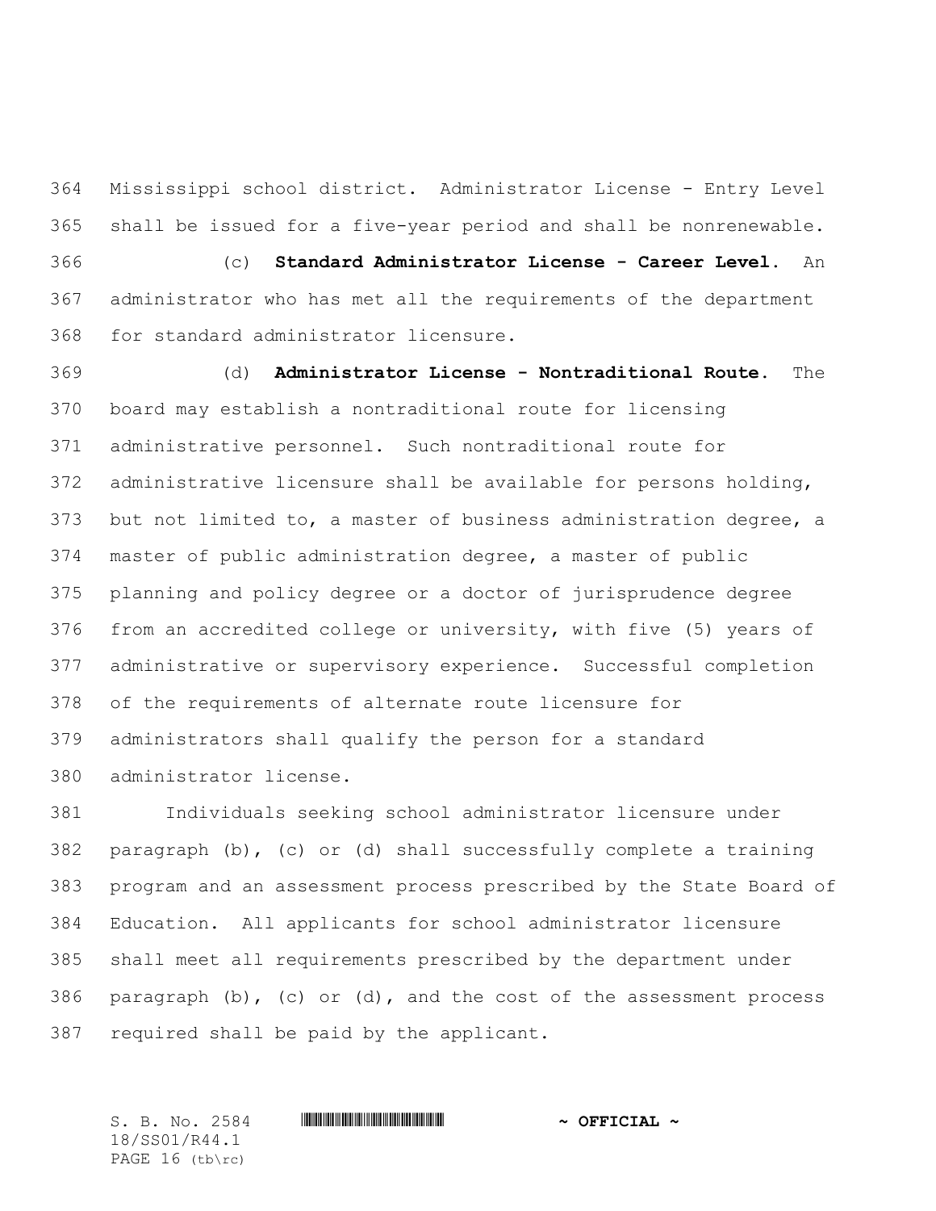Mississippi school district. Administrator License - Entry Level shall be issued for a five-year period and shall be nonrenewable.

(c) **Standard Administrator License - Career Level.** An administrator who has met all the requirements of the department for standard administrator licensure.

(d) **Administrator License - Nontraditional Route.** The board may establish a nontraditional route for licensing administrative personnel. Such nontraditional route for administrative licensure shall be available for persons holding, but not limited to, a master of business administration degree, a master of public administration degree, a master of public planning and policy degree or a doctor of jurisprudence degree from an accredited college or university, with five (5) years of administrative or supervisory experience. Successful completion of the requirements of alternate route licensure for administrators shall qualify the person for a standard administrator license.

Individuals seeking school administrator licensure under paragraph (b), (c) or (d) shall successfully complete a training program and an assessment process prescribed by the State Board of Education. All applicants for school administrator licensure shall meet all requirements prescribed by the department under paragraph (b), (c) or (d), and the cost of the assessment process required shall be paid by the applicant.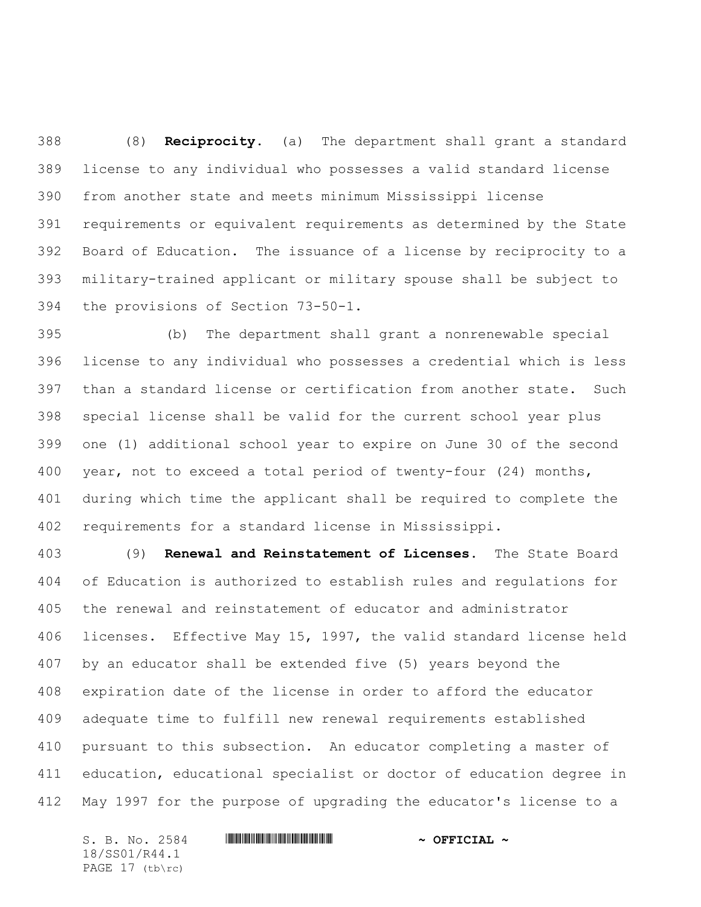(8) **Reciprocity.** (a) The department shall grant a standard license to any individual who possesses a valid standard license from another state and meets minimum Mississippi license requirements or equivalent requirements as determined by the State Board of Education. The issuance of a license by reciprocity to a military-trained applicant or military spouse shall be subject to the provisions of Section 73-50-1.

(b) The department shall grant a nonrenewable special license to any individual who possesses a credential which is less than a standard license or certification from another state. Such special license shall be valid for the current school year plus one (1) additional school year to expire on June 30 of the second year, not to exceed a total period of twenty-four (24) months, during which time the applicant shall be required to complete the requirements for a standard license in Mississippi.

(9) **Renewal and Reinstatement of Licenses.** The State Board of Education is authorized to establish rules and regulations for the renewal and reinstatement of educator and administrator licenses. Effective May 15, 1997, the valid standard license held by an educator shall be extended five (5) years beyond the expiration date of the license in order to afford the educator adequate time to fulfill new renewal requirements established pursuant to this subsection. An educator completing a master of education, educational specialist or doctor of education degree in May 1997 for the purpose of upgrading the educator's license to a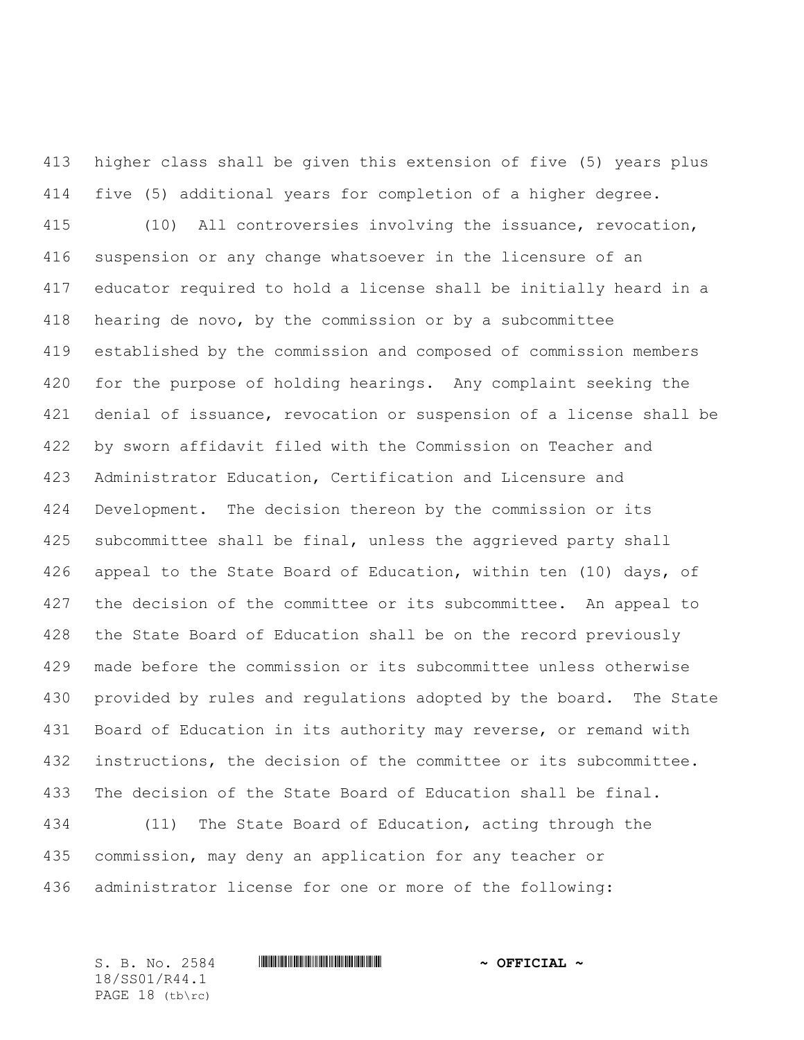higher class shall be given this extension of five (5) years plus five (5) additional years for completion of a higher degree.

(10) All controversies involving the issuance, revocation, suspension or any change whatsoever in the licensure of an educator required to hold a license shall be initially heard in a hearing de novo, by the commission or by a subcommittee established by the commission and composed of commission members for the purpose of holding hearings. Any complaint seeking the denial of issuance, revocation or suspension of a license shall be by sworn affidavit filed with the Commission on Teacher and Administrator Education, Certification and Licensure and Development. The decision thereon by the commission or its subcommittee shall be final, unless the aggrieved party shall appeal to the State Board of Education, within ten (10) days, of the decision of the committee or its subcommittee. An appeal to the State Board of Education shall be on the record previously made before the commission or its subcommittee unless otherwise provided by rules and regulations adopted by the board. The State Board of Education in its authority may reverse, or remand with instructions, the decision of the committee or its subcommittee. The decision of the State Board of Education shall be final.

(11) The State Board of Education, acting through the commission, may deny an application for any teacher or administrator license for one or more of the following: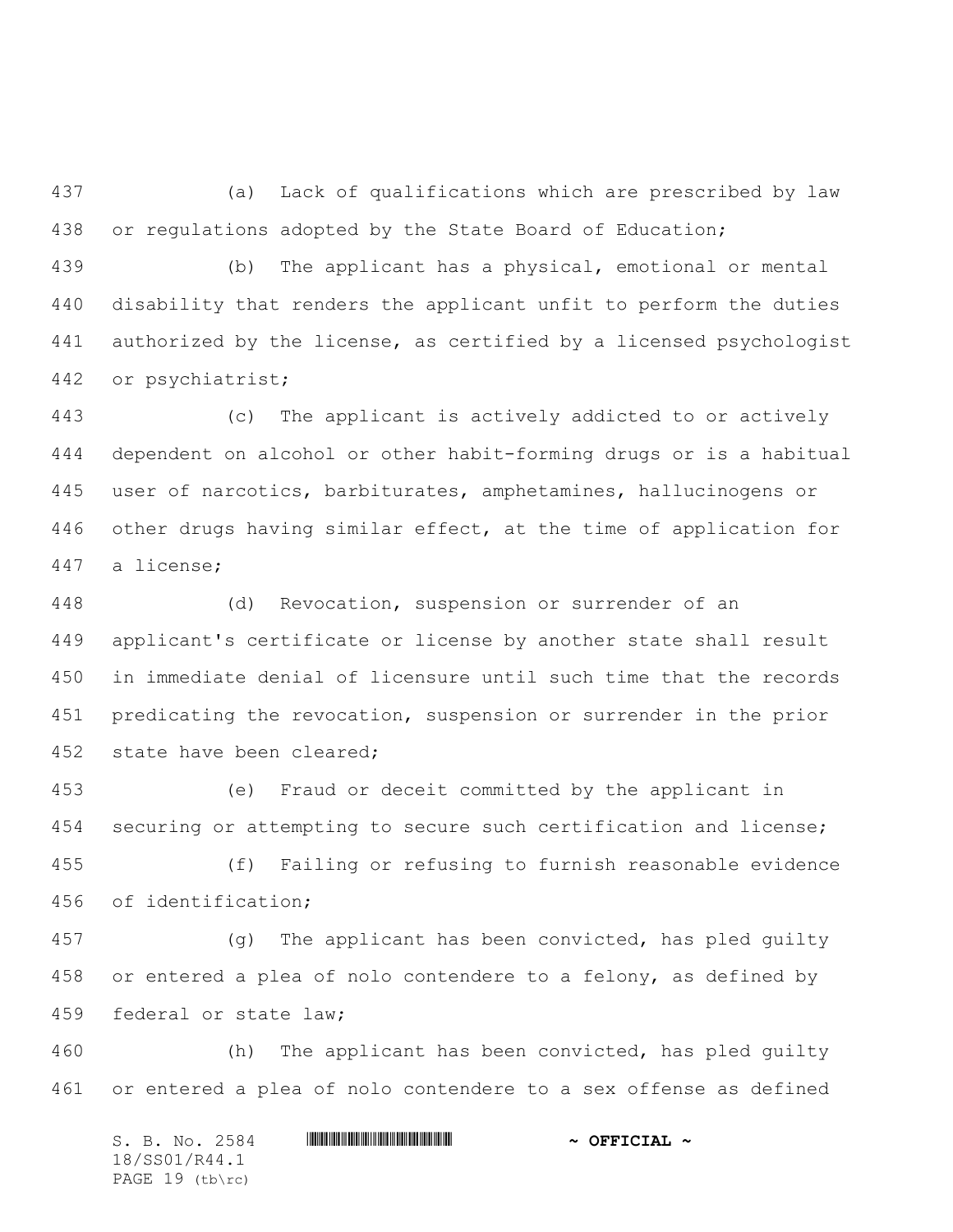(a) Lack of qualifications which are prescribed by law or regulations adopted by the State Board of Education;

(b) The applicant has a physical, emotional or mental disability that renders the applicant unfit to perform the duties authorized by the license, as certified by a licensed psychologist or psychiatrist;

(c) The applicant is actively addicted to or actively dependent on alcohol or other habit-forming drugs or is a habitual user of narcotics, barbiturates, amphetamines, hallucinogens or other drugs having similar effect, at the time of application for a license;

(d) Revocation, suspension or surrender of an applicant's certificate or license by another state shall result in immediate denial of licensure until such time that the records predicating the revocation, suspension or surrender in the prior state have been cleared;

(e) Fraud or deceit committed by the applicant in securing or attempting to secure such certification and license;

(f) Failing or refusing to furnish reasonable evidence of identification;

(g) The applicant has been convicted, has pled guilty or entered a plea of nolo contendere to a felony, as defined by federal or state law;

(h) The applicant has been convicted, has pled guilty or entered a plea of nolo contendere to a sex offense as defined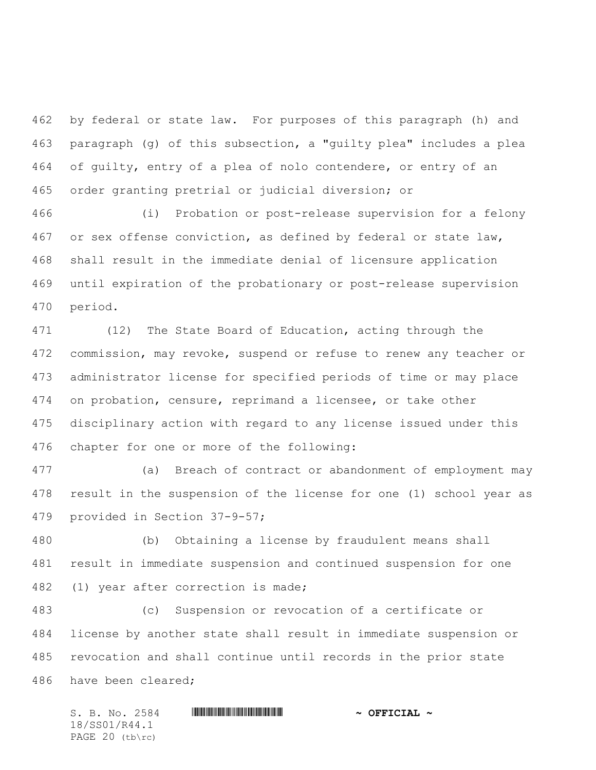by federal or state law. For purposes of this paragraph (h) and paragraph (g) of this subsection, a "guilty plea" includes a plea of guilty, entry of a plea of nolo contendere, or entry of an order granting pretrial or judicial diversion; or

(i) Probation or post-release supervision for a felony or sex offense conviction, as defined by federal or state law, shall result in the immediate denial of licensure application until expiration of the probationary or post-release supervision period.

(12) The State Board of Education, acting through the commission, may revoke, suspend or refuse to renew any teacher or administrator license for specified periods of time or may place on probation, censure, reprimand a licensee, or take other disciplinary action with regard to any license issued under this chapter for one or more of the following:

(a) Breach of contract or abandonment of employment may result in the suspension of the license for one (1) school year as provided in Section 37-9-57;

(b) Obtaining a license by fraudulent means shall result in immediate suspension and continued suspension for one (1) year after correction is made;

(c) Suspension or revocation of a certificate or license by another state shall result in immediate suspension or revocation and shall continue until records in the prior state have been cleared;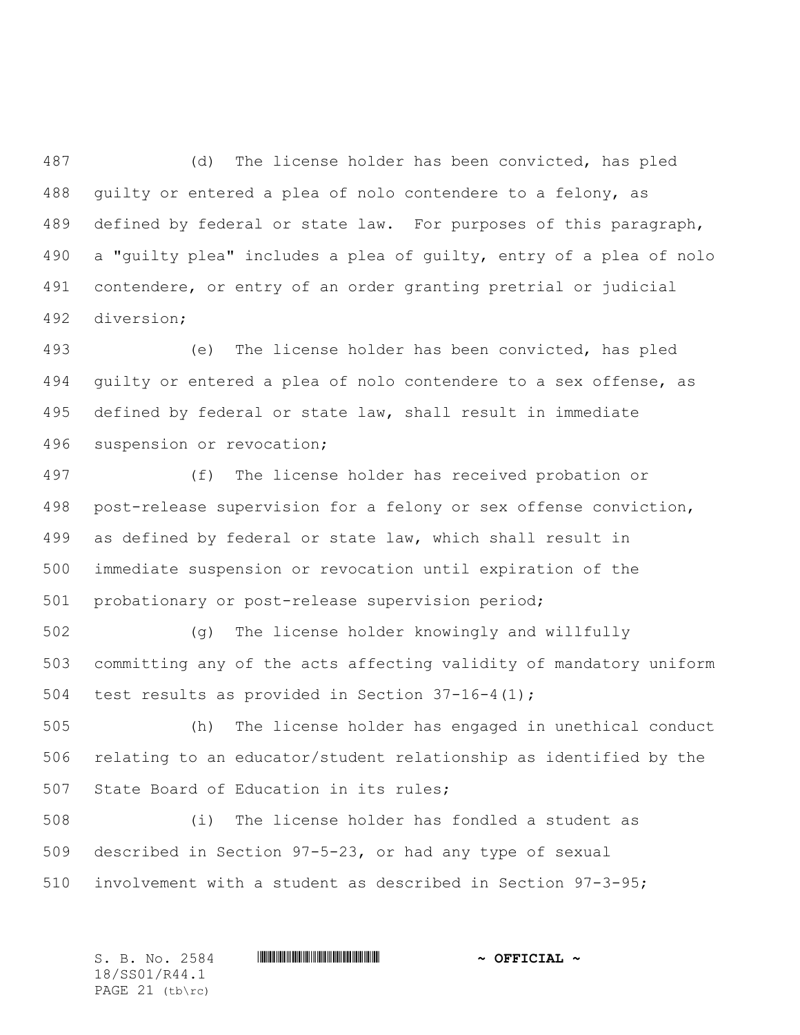(d) The license holder has been convicted, has pled guilty or entered a plea of nolo contendere to a felony, as defined by federal or state law. For purposes of this paragraph, a "guilty plea" includes a plea of guilty, entry of a plea of nolo contendere, or entry of an order granting pretrial or judicial diversion;

(e) The license holder has been convicted, has pled guilty or entered a plea of nolo contendere to a sex offense, as defined by federal or state law, shall result in immediate suspension or revocation;

(f) The license holder has received probation or post-release supervision for a felony or sex offense conviction, as defined by federal or state law, which shall result in immediate suspension or revocation until expiration of the probationary or post-release supervision period;

(g) The license holder knowingly and willfully committing any of the acts affecting validity of mandatory uniform test results as provided in Section 37-16-4(1);

(h) The license holder has engaged in unethical conduct relating to an educator/student relationship as identified by the State Board of Education in its rules;

(i) The license holder has fondled a student as described in Section 97-5-23, or had any type of sexual involvement with a student as described in Section 97-3-95;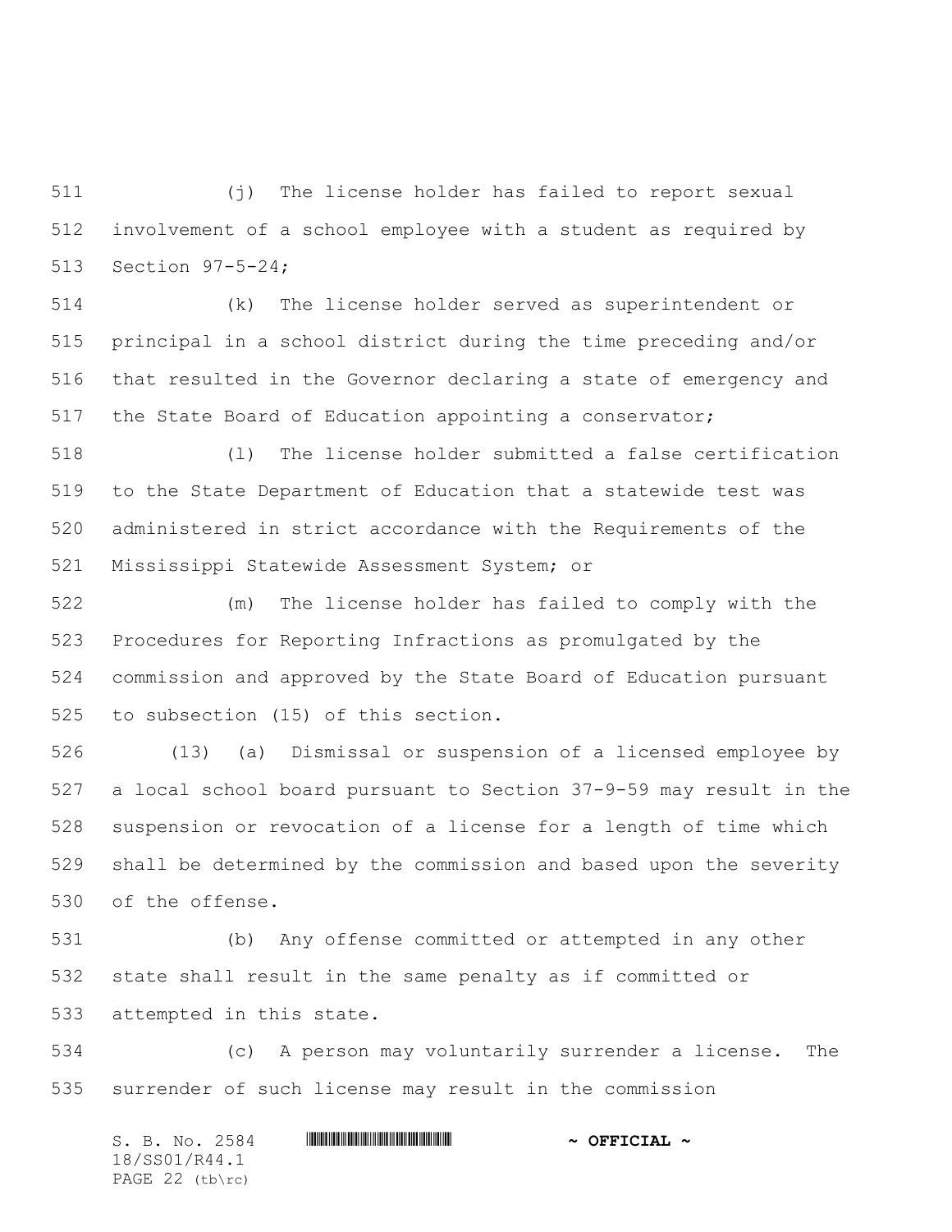(j) The license holder has failed to report sexual involvement of a school employee with a student as required by Section 97-5-24;

(k) The license holder served as superintendent or principal in a school district during the time preceding and/or that resulted in the Governor declaring a state of emergency and the State Board of Education appointing a conservator;

(l) The license holder submitted a false certification to the State Department of Education that a statewide test was administered in strict accordance with the Requirements of the Mississippi Statewide Assessment System; or

(m) The license holder has failed to comply with the Procedures for Reporting Infractions as promulgated by the commission and approved by the State Board of Education pursuant to subsection (15) of this section.

(13) (a) Dismissal or suspension of a licensed employee by a local school board pursuant to Section 37-9-59 may result in the suspension or revocation of a license for a length of time which shall be determined by the commission and based upon the severity of the offense.

(b) Any offense committed or attempted in any other state shall result in the same penalty as if committed or attempted in this state.

(c) A person may voluntarily surrender a license. The surrender of such license may result in the commission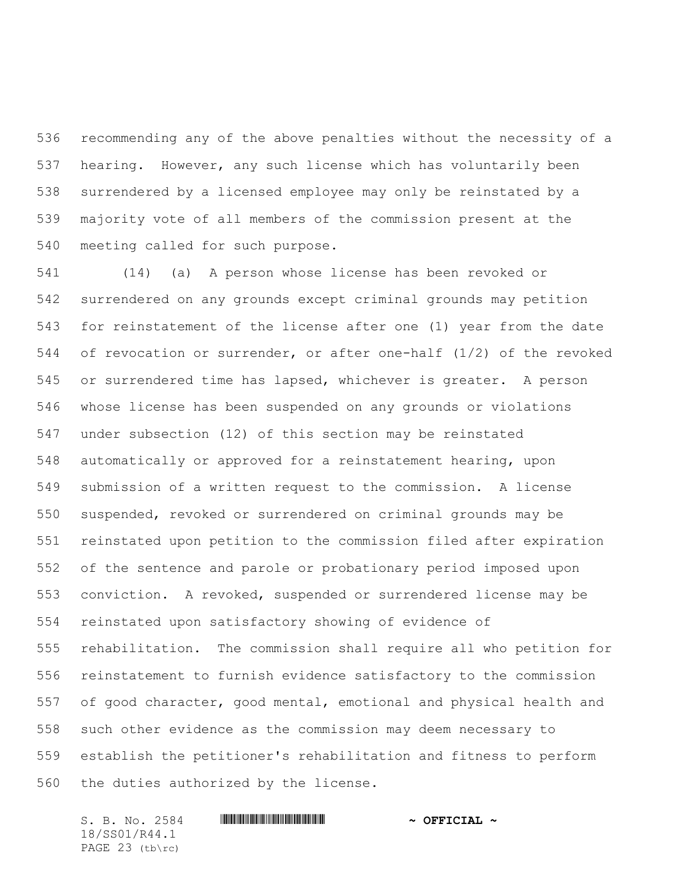recommending any of the above penalties without the necessity of a hearing. However, any such license which has voluntarily been surrendered by a licensed employee may only be reinstated by a majority vote of all members of the commission present at the meeting called for such purpose.

(14) (a) A person whose license has been revoked or surrendered on any grounds except criminal grounds may petition for reinstatement of the license after one (1) year from the date of revocation or surrender, or after one-half (1/2) of the revoked or surrendered time has lapsed, whichever is greater. A person whose license has been suspended on any grounds or violations under subsection (12) of this section may be reinstated automatically or approved for a reinstatement hearing, upon submission of a written request to the commission. A license suspended, revoked or surrendered on criminal grounds may be reinstated upon petition to the commission filed after expiration of the sentence and parole or probationary period imposed upon conviction. A revoked, suspended or surrendered license may be reinstated upon satisfactory showing of evidence of rehabilitation. The commission shall require all who petition for reinstatement to furnish evidence satisfactory to the commission of good character, good mental, emotional and physical health and such other evidence as the commission may deem necessary to establish the petitioner's rehabilitation and fitness to perform the duties authorized by the license.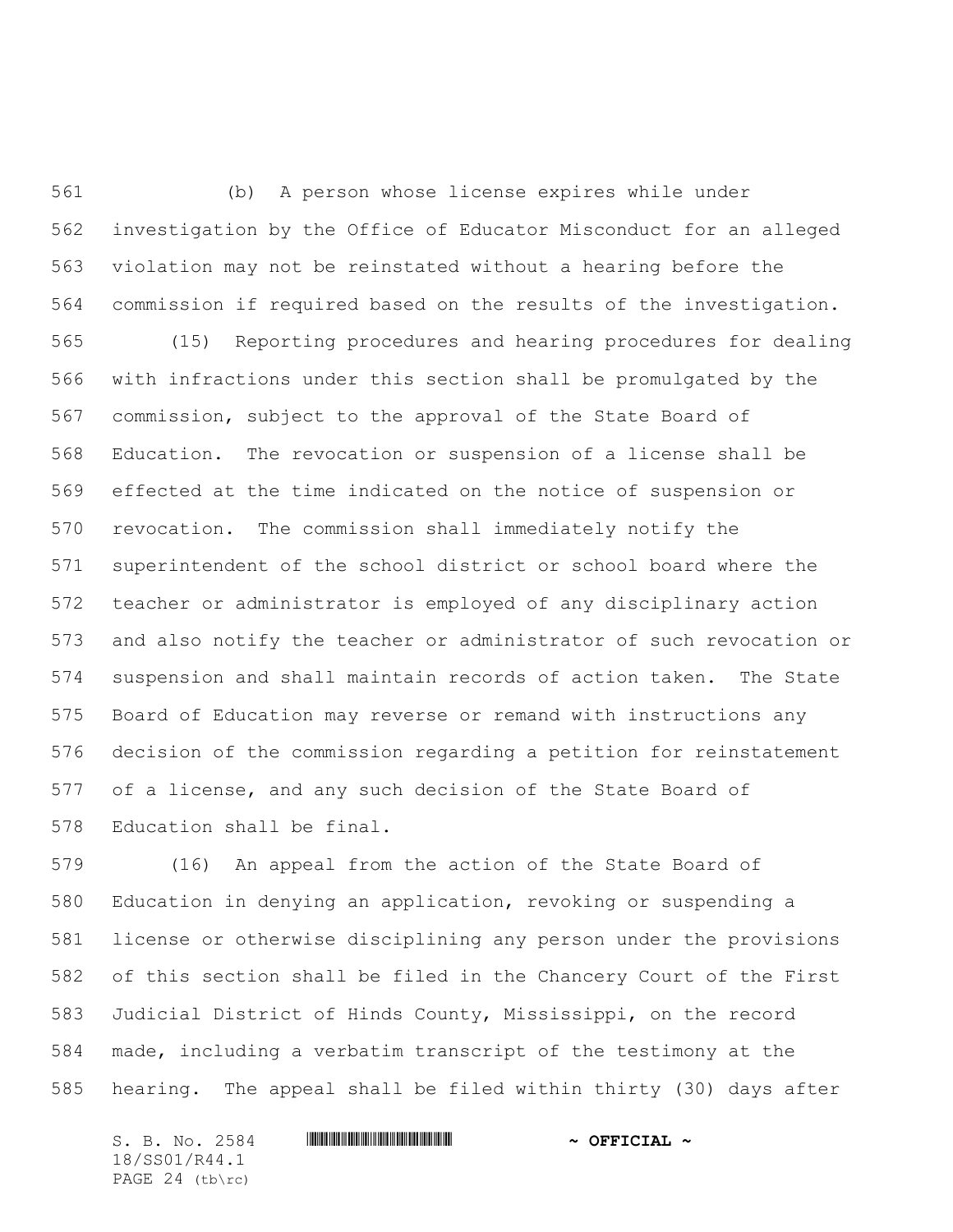(b) A person whose license expires while under investigation by the Office of Educator Misconduct for an alleged violation may not be reinstated without a hearing before the commission if required based on the results of the investigation.

(15) Reporting procedures and hearing procedures for dealing with infractions under this section shall be promulgated by the commission, subject to the approval of the State Board of Education. The revocation or suspension of a license shall be effected at the time indicated on the notice of suspension or revocation. The commission shall immediately notify the superintendent of the school district or school board where the teacher or administrator is employed of any disciplinary action and also notify the teacher or administrator of such revocation or suspension and shall maintain records of action taken. The State Board of Education may reverse or remand with instructions any decision of the commission regarding a petition for reinstatement of a license, and any such decision of the State Board of Education shall be final.

(16) An appeal from the action of the State Board of Education in denying an application, revoking or suspending a license or otherwise disciplining any person under the provisions of this section shall be filed in the Chancery Court of the First Judicial District of Hinds County, Mississippi, on the record made, including a verbatim transcript of the testimony at the hearing. The appeal shall be filed within thirty (30) days after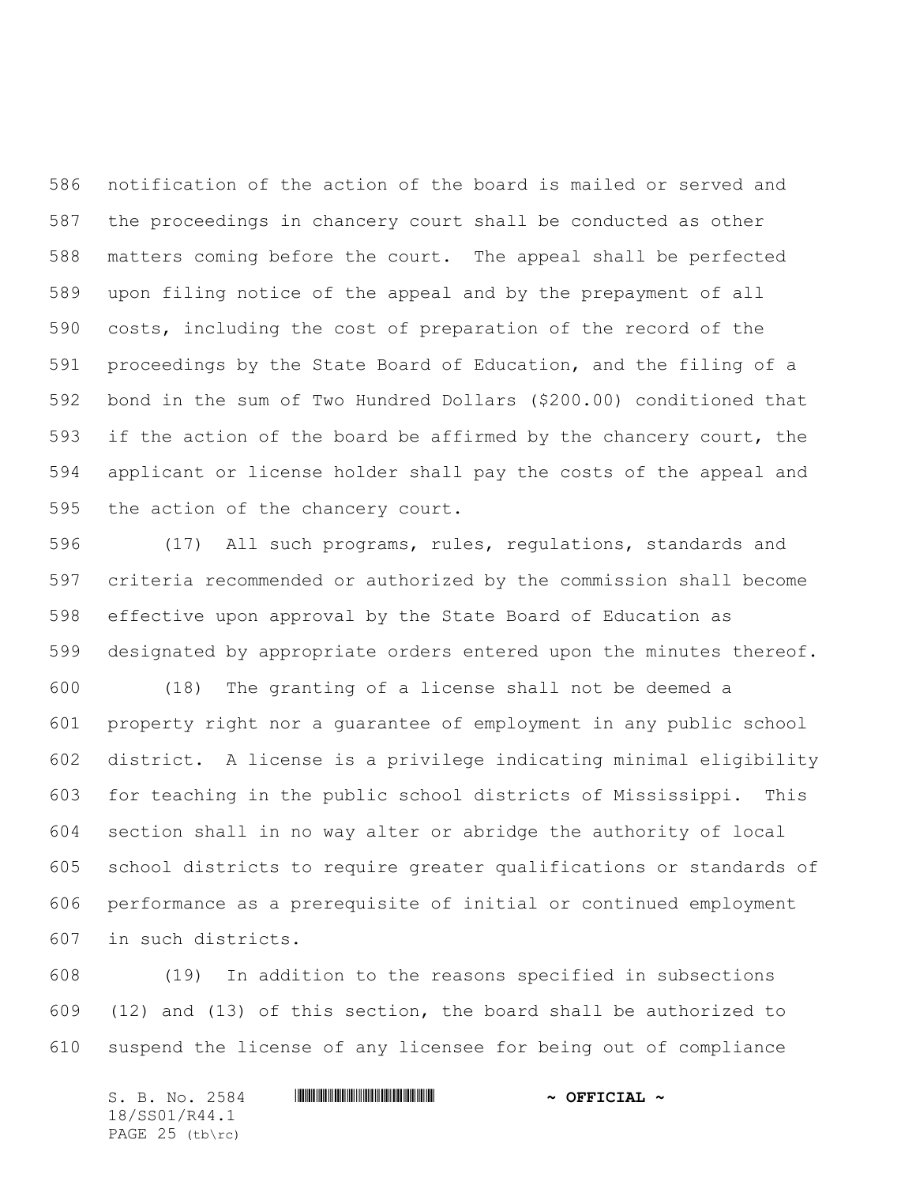notification of the action of the board is mailed or served and the proceedings in chancery court shall be conducted as other matters coming before the court. The appeal shall be perfected upon filing notice of the appeal and by the prepayment of all costs, including the cost of preparation of the record of the proceedings by the State Board of Education, and the filing of a bond in the sum of Two Hundred Dollars ($200.00) conditioned that if the action of the board be affirmed by the chancery court, the applicant or license holder shall pay the costs of the appeal and the action of the chancery court.

(17) All such programs, rules, regulations, standards and criteria recommended or authorized by the commission shall become effective upon approval by the State Board of Education as designated by appropriate orders entered upon the minutes thereof.

(18) The granting of a license shall not be deemed a property right nor a guarantee of employment in any public school district. A license is a privilege indicating minimal eligibility for teaching in the public school districts of Mississippi. This section shall in no way alter or abridge the authority of local school districts to require greater qualifications or standards of performance as a prerequisite of initial or continued employment in such districts.

(19) In addition to the reasons specified in subsections (12) and (13) of this section, the board shall be authorized to suspend the license of any licensee for being out of compliance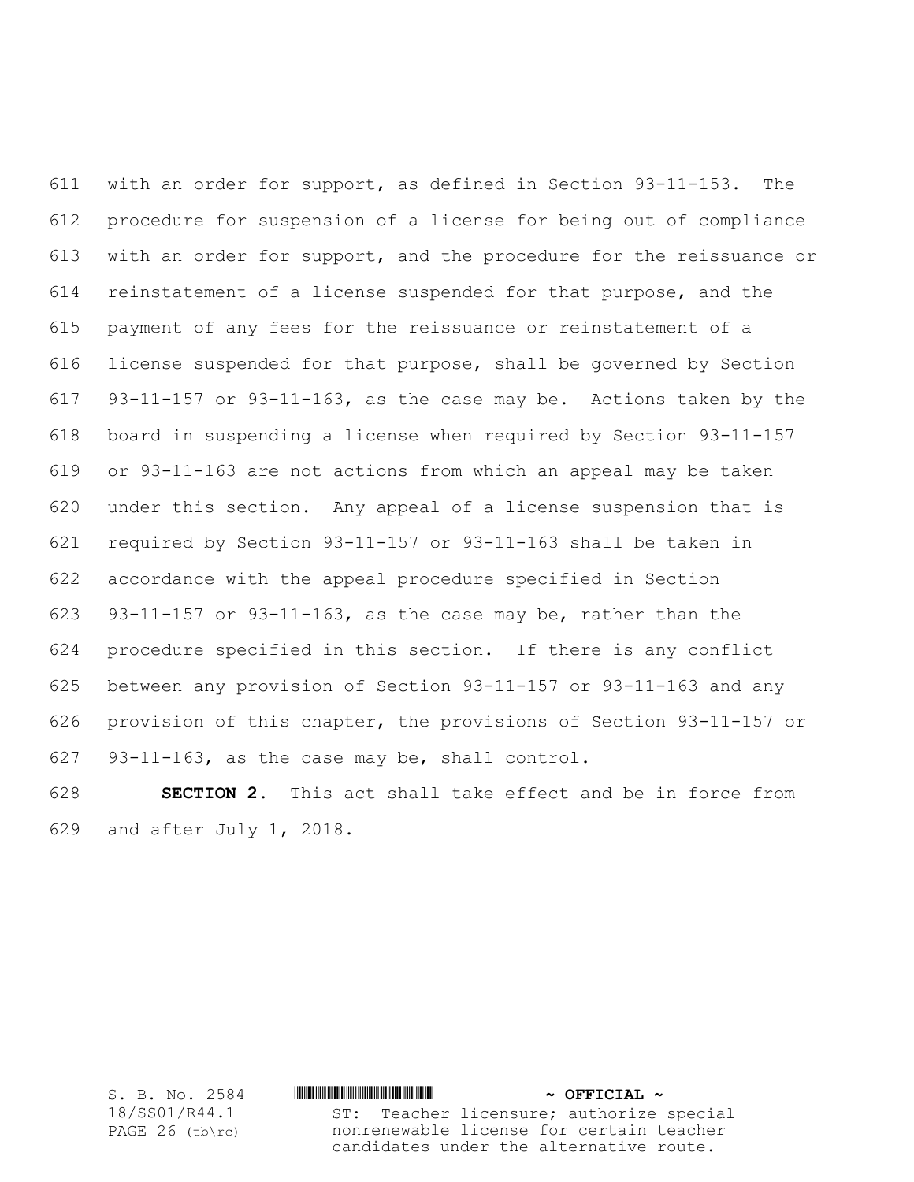with an order for support, as defined in Section 93-11-153. The procedure for suspension of a license for being out of compliance with an order for support, and the procedure for the reissuance or reinstatement of a license suspended for that purpose, and the payment of any fees for the reissuance or reinstatement of a license suspended for that purpose, shall be governed by Section 93-11-157 or 93-11-163, as the case may be. Actions taken by the board in suspending a license when required by Section 93-11-157 or 93-11-163 are not actions from which an appeal may be taken under this section. Any appeal of a license suspension that is required by Section 93-11-157 or 93-11-163 shall be taken in accordance with the appeal procedure specified in Section 93-11-157 or 93-11-163, as the case may be, rather than the procedure specified in this section. If there is any conflict between any provision of Section 93-11-157 or 93-11-163 and any provision of this chapter, the provisions of Section 93-11-157 or 93-11-163, as the case may be, shall control.

**SECTION 2.** This act shall take effect and be in force from and after July 1, 2018.